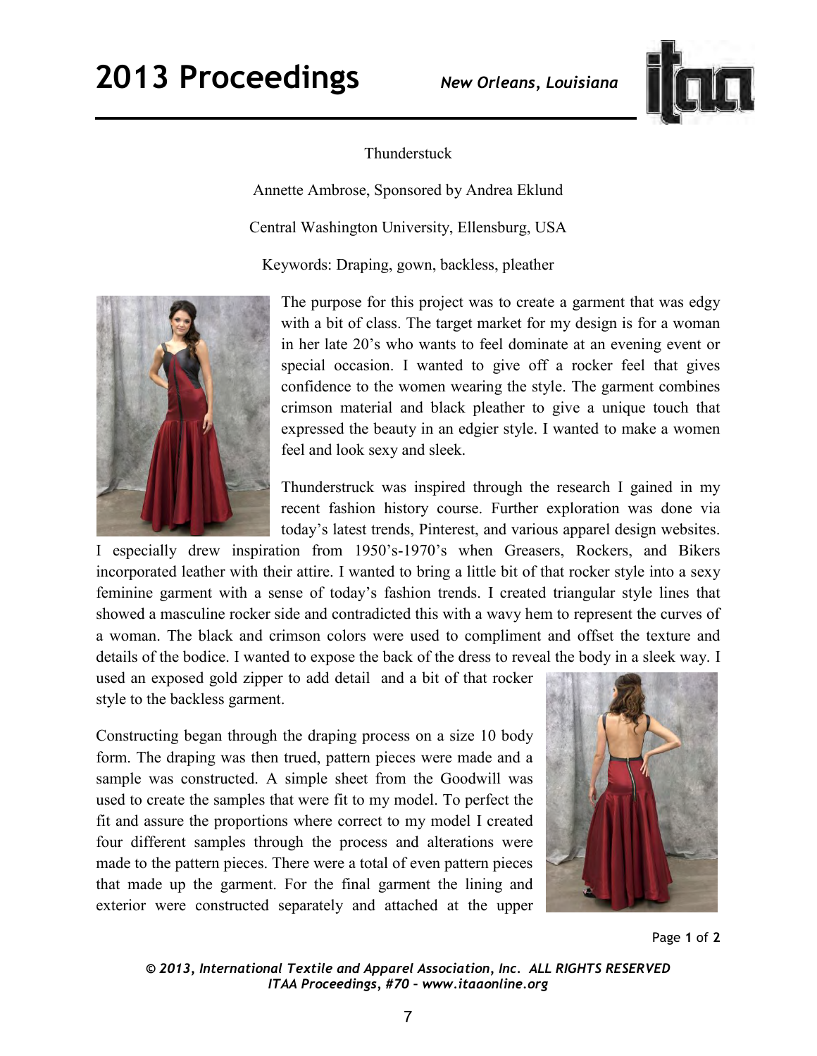# Thunderstuck

Annette Ambrose, Sponsored by Andrea Eklund

Central Washington University, Ellensburg, USA

Keywords: Draping, gown, backless, pleather

The purpose for this project was to create a garment that was edgy with a bit of class. The target market for my design is for a woman in her late 20's who wants to feel dominate at an evening event or special occasion. I wanted to give off a rocker feel that gives confidence to the women wearing the style. The garment combines crimson material and black pleather to give a unique touch that expressed the beauty in an edgier style. I wanted to make a women feel and look sexy and sleek.

Thunderstruck was inspired through the research I gained in my recent fashion history course. Further exploration was done via today's latest trends, Pinterest, and various apparel design websites. I especially drew inspiration from 1950's-1970's when Greasers, Rockers, and Bikers incorporated leather with their attire. I wanted to bring a little bit of that rocker style into a sexy feminine garment with a sense of today's fashion trends. I created triangular style lines that showed a masculine rocker side and contradicted this with a wavy hem to represent the curves of a woman. The black and crimson colors were used to compliment and offset the texture and details of the bodice. I wanted to expose the back of the dress to reveal the body in a sleek way. I used an exposed gold zipper to add detail and a bit of that rocker style to the backless garment.

Constructing began through the draping process on a size 10 body form. The draping was then trued, pattern pieces were made and a sample was constructed. A simple sheet from the Goodwill was used to create the samples that were fit to my model. To perfect the fit and assure the proportions where correct to my model I created four different samples through the process and alterations were made to the pattern pieces. There were a total of even pattern pieces that made up the garment. For the final garment the lining and exterior were constructed separately and attached at the upper

© 2013, International Textile and Apparel Association, Inc. ALL RIGHTS RESERVED
ITAA Proceedings, #70 – www.itaaonline.org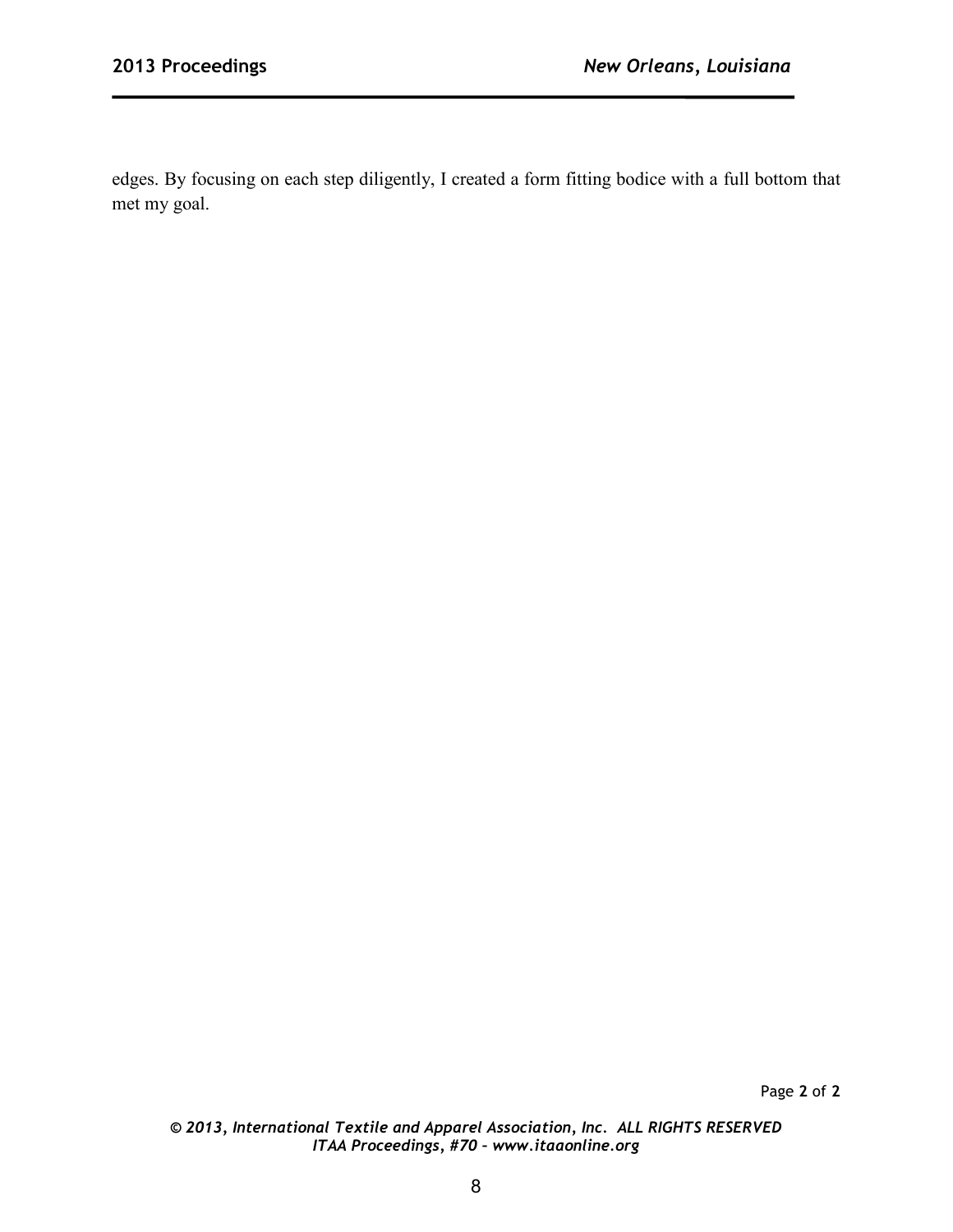edges. By focusing on each step diligently, I created a form fitting bodice with a full bottom that met my goal.